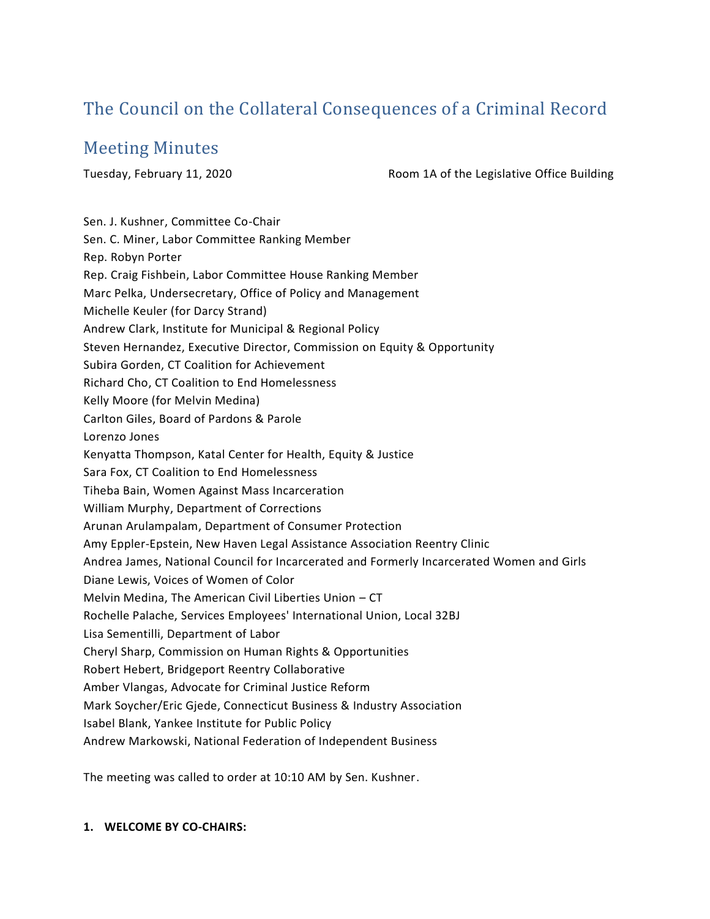# The Council on the Collateral Consequences of a Criminal Record

## Meeting Minutes

Tuesday, February 11, 2020 Room 1A of the Legislative Office Building

Sen. J. Kushner, Committee Co-Chair
Sen. C. Miner, Labor Committee Ranking Member
Rep. Robyn Porter
Rep. Craig Fishbein, Labor Committee House Ranking Member
Marc Pelka, Undersecretary, Office of Policy and Management
Michelle Keuler (for Darcy Strand)
Andrew Clark, Institute for Municipal & Regional Policy
Steven Hernandez, Executive Director, Commission on Equity & Opportunity
Subira Gorden, CT Coalition for Achievement
Richard Cho, CT Coalition to End Homelessness
Kelly Moore (for Melvin Medina)
Carlton Giles, Board of Pardons & Parole
Lorenzo Jones
Kenyatta Thompson, Katal Center for Health, Equity & Justice
Sara Fox, CT Coalition to End Homelessness
Tiheba Bain, Women Against Mass Incarceration
William Murphy, Department of Corrections
Arunan Arulampalam, Department of Consumer Protection
Amy Eppler-Epstein, New Haven Legal Assistance Association Reentry Clinic
Andrea James, National Council for Incarcerated and Formerly Incarcerated Women and Girls
Diane Lewis, Voices of Women of Color
Melvin Medina, The American Civil Liberties Union – CT
Rochelle Palache, Services Employees' International Union, Local 32BJ
Lisa Sementilli, Department of Labor
Cheryl Sharp, Commission on Human Rights & Opportunities
Robert Hebert, Bridgeport Reentry Collaborative
Amber Vlangas, Advocate for Criminal Justice Reform
Mark Soycher/Eric Gjede, Connecticut Business & Industry Association
Isabel Blank, Yankee Institute for Public Policy
Andrew Markowski, National Federation of Independent Business

The meeting was called to order at 10:10 AM by Sen. Kushner.

**1. WELCOME BY CO-CHAIRS:**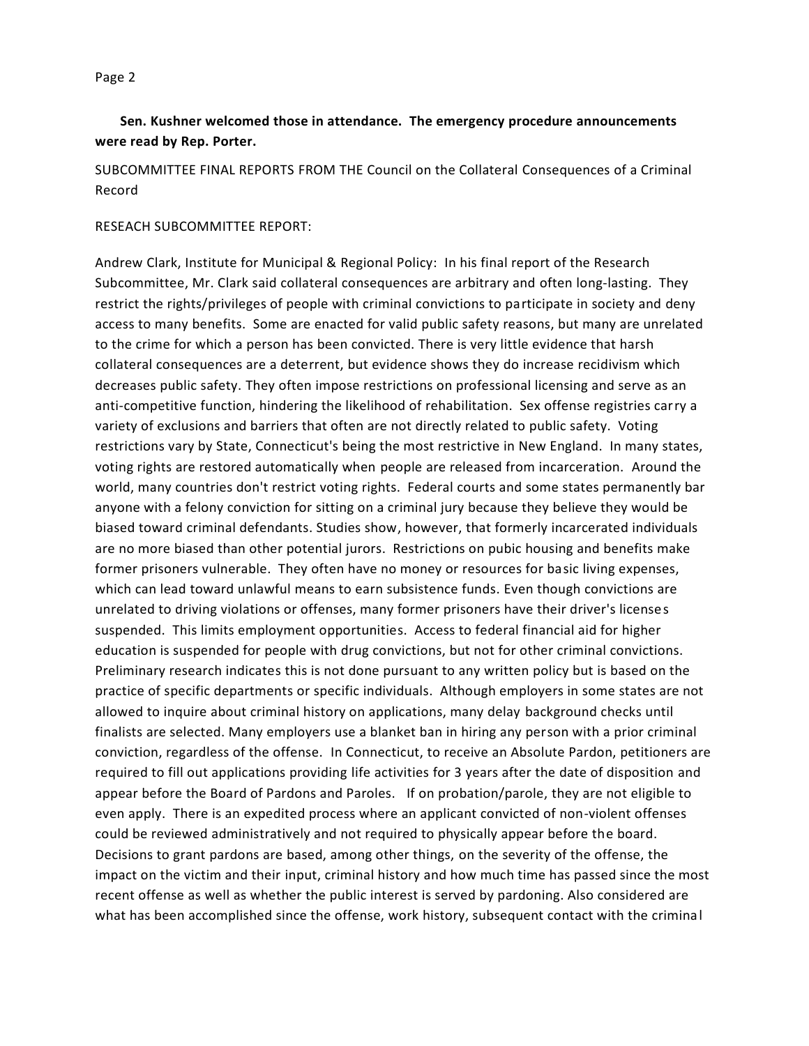**Sen. Kushner welcomed those in attendance. The emergency procedure announcements were read by Rep. Porter.**

SUBCOMMITTEE FINAL REPORTS FROM THE Council on the Collateral Consequences of a Criminal Record

RESEACH SUBCOMMITTEE REPORT:

Andrew Clark, Institute for Municipal & Regional Policy: In his final report of the Research Subcommittee, Mr. Clark said collateral consequences are arbitrary and often long-lasting. They restrict the rights/privileges of people with criminal convictions to participate in society and deny access to many benefits. Some are enacted for valid public safety reasons, but many are unrelated to the crime for which a person has been convicted. There is very little evidence that harsh collateral consequences are a deterrent, but evidence shows they do increase recidivism which decreases public safety. They often impose restrictions on professional licensing and serve as an anti-competitive function, hindering the likelihood of rehabilitation. Sex offense registries carry a variety of exclusions and barriers that often are not directly related to public safety. Voting restrictions vary by State, Connecticut's being the most restrictive in New England. In many states, voting rights are restored automatically when people are released from incarceration. Around the world, many countries don't restrict voting rights. Federal courts and some states permanently bar anyone with a felony conviction for sitting on a criminal jury because they believe they would be biased toward criminal defendants. Studies show, however, that formerly incarcerated individuals are no more biased than other potential jurors. Restrictions on pubic housing and benefits make former prisoners vulnerable. They often have no money or resources for basic living expenses, which can lead toward unlawful means to earn subsistence funds. Even though convictions are unrelated to driving violations or offenses, many former prisoners have their driver's licenses suspended. This limits employment opportunities. Access to federal financial aid for higher education is suspended for people with drug convictions, but not for other criminal convictions. Preliminary research indicates this is not done pursuant to any written policy but is based on the practice of specific departments or specific individuals. Although employers in some states are not allowed to inquire about criminal history on applications, many delay background checks until finalists are selected. Many employers use a blanket ban in hiring any person with a prior criminal conviction, regardless of the offense. In Connecticut, to receive an Absolute Pardon, petitioners are required to fill out applications providing life activities for 3 years after the date of disposition and appear before the Board of Pardons and Paroles. If on probation/parole, they are not eligible to even apply. There is an expedited process where an applicant convicted of non-violent offenses could be reviewed administratively and not required to physically appear before the board. Decisions to grant pardons are based, among other things, on the severity of the offense, the impact on the victim and their input, criminal history and how much time has passed since the most recent offense as well as whether the public interest is served by pardoning. Also considered are what has been accomplished since the offense, work history, subsequent contact with the criminal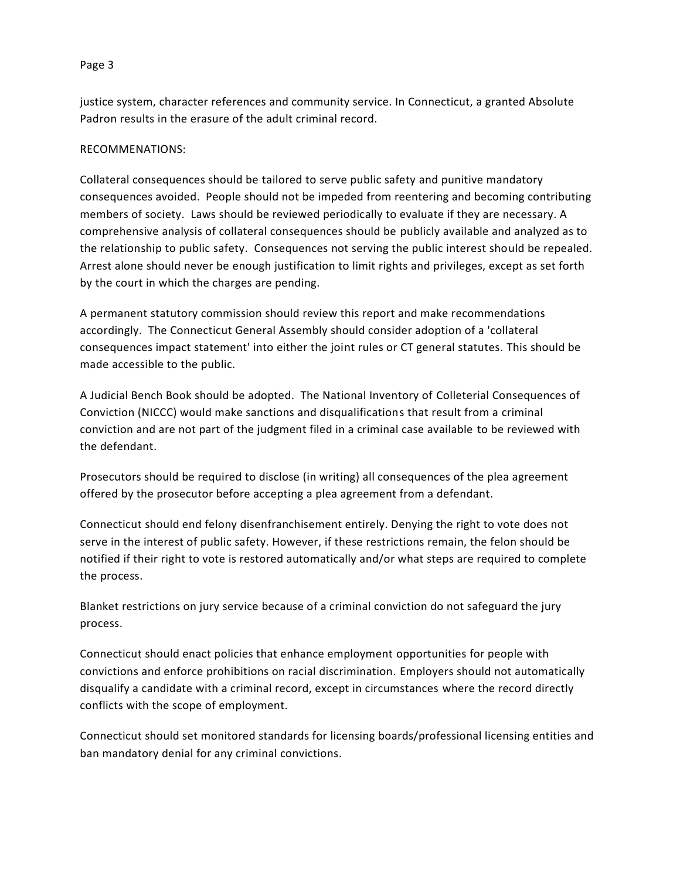justice system, character references and community service. In Connecticut, a granted Absolute Padron results in the erasure of the adult criminal record.

RECOMMENATIONS:

Collateral consequences should be tailored to serve public safety and punitive mandatory consequences avoided. People should not be impeded from reentering and becoming contributing members of society. Laws should be reviewed periodically to evaluate if they are necessary. A comprehensive analysis of collateral consequences should be publicly available and analyzed as to the relationship to public safety. Consequences not serving the public interest should be repealed. Arrest alone should never be enough justification to limit rights and privileges, except as set forth by the court in which the charges are pending.

A permanent statutory commission should review this report and make recommendations accordingly. The Connecticut General Assembly should consider adoption of a 'collateral consequences impact statement' into either the joint rules or CT general statutes. This should be made accessible to the public.

A Judicial Bench Book should be adopted. The National Inventory of Colleterial Consequences of Conviction (NICCC) would make sanctions and disqualifications that result from a criminal conviction and are not part of the judgment filed in a criminal case available to be reviewed with the defendant.

Prosecutors should be required to disclose (in writing) all consequences of the plea agreement offered by the prosecutor before accepting a plea agreement from a defendant.

Connecticut should end felony disenfranchisement entirely. Denying the right to vote does not serve in the interest of public safety. However, if these restrictions remain, the felon should be notified if their right to vote is restored automatically and/or what steps are required to complete the process.

Blanket restrictions on jury service because of a criminal conviction do not safeguard the jury process.

Connecticut should enact policies that enhance employment opportunities for people with convictions and enforce prohibitions on racial discrimination. Employers should not automatically disqualify a candidate with a criminal record, except in circumstances where the record directly conflicts with the scope of employment.

Connecticut should set monitored standards for licensing boards/professional licensing entities and ban mandatory denial for any criminal convictions.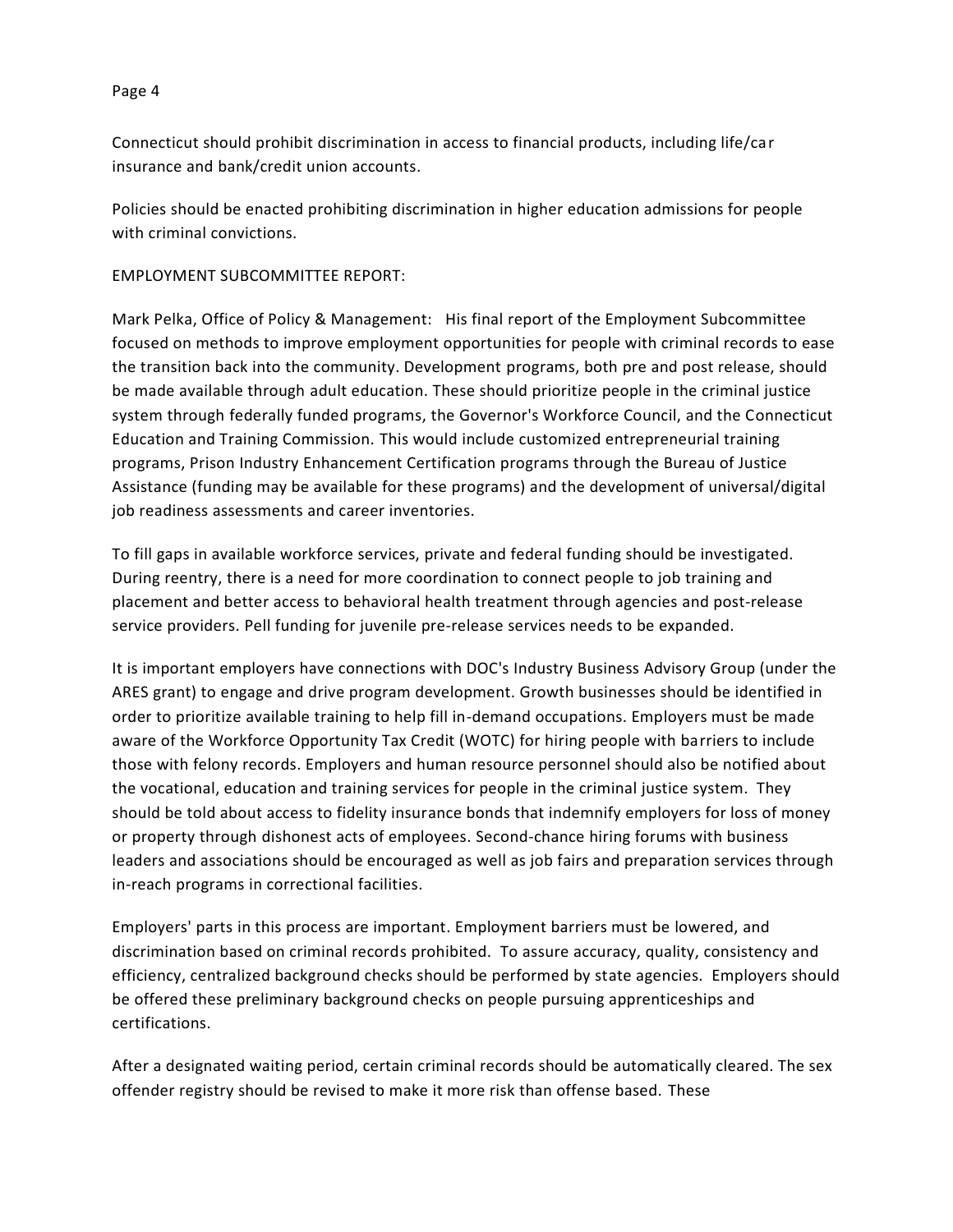Connecticut should prohibit discrimination in access to financial products, including life/car insurance and bank/credit union accounts.

Policies should be enacted prohibiting discrimination in higher education admissions for people with criminal convictions.

EMPLOYMENT SUBCOMMITTEE REPORT:

Mark Pelka, Office of Policy & Management: His final report of the Employment Subcommittee focused on methods to improve employment opportunities for people with criminal records to ease the transition back into the community. Development programs, both pre and post release, should be made available through adult education. These should prioritize people in the criminal justice system through federally funded programs, the Governor's Workforce Council, and the Connecticut Education and Training Commission. This would include customized entrepreneurial training programs, Prison Industry Enhancement Certification programs through the Bureau of Justice Assistance (funding may be available for these programs) and the development of universal/digital job readiness assessments and career inventories.

To fill gaps in available workforce services, private and federal funding should be investigated. During reentry, there is a need for more coordination to connect people to job training and placement and better access to behavioral health treatment through agencies and post-release service providers. Pell funding for juvenile pre-release services needs to be expanded.

It is important employers have connections with DOC's Industry Business Advisory Group (under the ARES grant) to engage and drive program development. Growth businesses should be identified in order to prioritize available training to help fill in-demand occupations. Employers must be made aware of the Workforce Opportunity Tax Credit (WOTC) for hiring people with barriers to include those with felony records. Employers and human resource personnel should also be notified about the vocational, education and training services for people in the criminal justice system. They should be told about access to fidelity insurance bonds that indemnify employers for loss of money or property through dishonest acts of employees. Second-chance hiring forums with business leaders and associations should be encouraged as well as job fairs and preparation services through in-reach programs in correctional facilities.

Employers' parts in this process are important. Employment barriers must be lowered, and discrimination based on criminal records prohibited. To assure accuracy, quality, consistency and efficiency, centralized background checks should be performed by state agencies. Employers should be offered these preliminary background checks on people pursuing apprenticeships and certifications.

After a designated waiting period, certain criminal records should be automatically cleared. The sex offender registry should be revised to make it more risk than offense based. These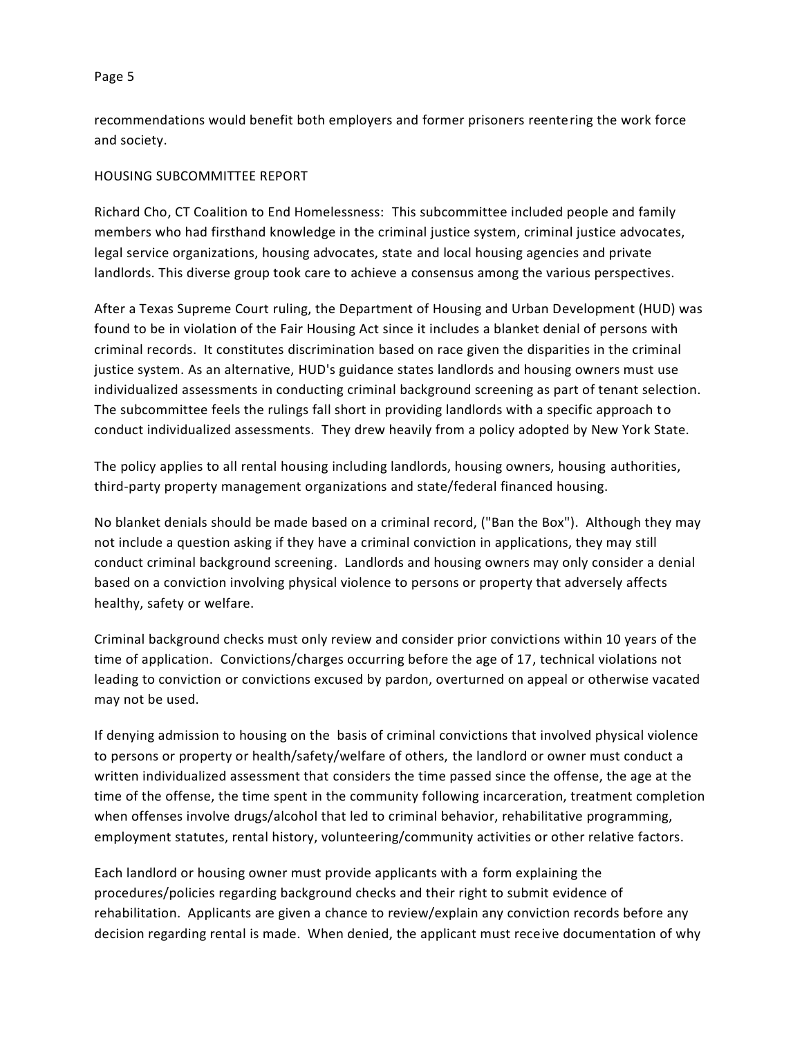recommendations would benefit both employers and former prisoners reentering the work force and society.

HOUSING SUBCOMMITTEE REPORT

Richard Cho, CT Coalition to End Homelessness: This subcommittee included people and family members who had firsthand knowledge in the criminal justice system, criminal justice advocates, legal service organizations, housing advocates, state and local housing agencies and private landlords. This diverse group took care to achieve a consensus among the various perspectives.

After a Texas Supreme Court ruling, the Department of Housing and Urban Development (HUD) was found to be in violation of the Fair Housing Act since it includes a blanket denial of persons with criminal records. It constitutes discrimination based on race given the disparities in the criminal justice system. As an alternative, HUD's guidance states landlords and housing owners must use individualized assessments in conducting criminal background screening as part of tenant selection. The subcommittee feels the rulings fall short in providing landlords with a specific approach to conduct individualized assessments. They drew heavily from a policy adopted by New York State.

The policy applies to all rental housing including landlords, housing owners, housing authorities, third-party property management organizations and state/federal financed housing.

No blanket denials should be made based on a criminal record, ("Ban the Box"). Although they may not include a question asking if they have a criminal conviction in applications, they may still conduct criminal background screening. Landlords and housing owners may only consider a denial based on a conviction involving physical violence to persons or property that adversely affects healthy, safety or welfare.

Criminal background checks must only review and consider prior convictions within 10 years of the time of application. Convictions/charges occurring before the age of 17, technical violations not leading to conviction or convictions excused by pardon, overturned on appeal or otherwise vacated may not be used.

If denying admission to housing on the basis of criminal convictions that involved physical violence to persons or property or health/safety/welfare of others, the landlord or owner must conduct a written individualized assessment that considers the time passed since the offense, the age at the time of the offense, the time spent in the community following incarceration, treatment completion when offenses involve drugs/alcohol that led to criminal behavior, rehabilitative programming, employment statutes, rental history, volunteering/community activities or other relative factors.

Each landlord or housing owner must provide applicants with a form explaining the procedures/policies regarding background checks and their right to submit evidence of rehabilitation. Applicants are given a chance to review/explain any conviction records before any decision regarding rental is made. When denied, the applicant must receive documentation of why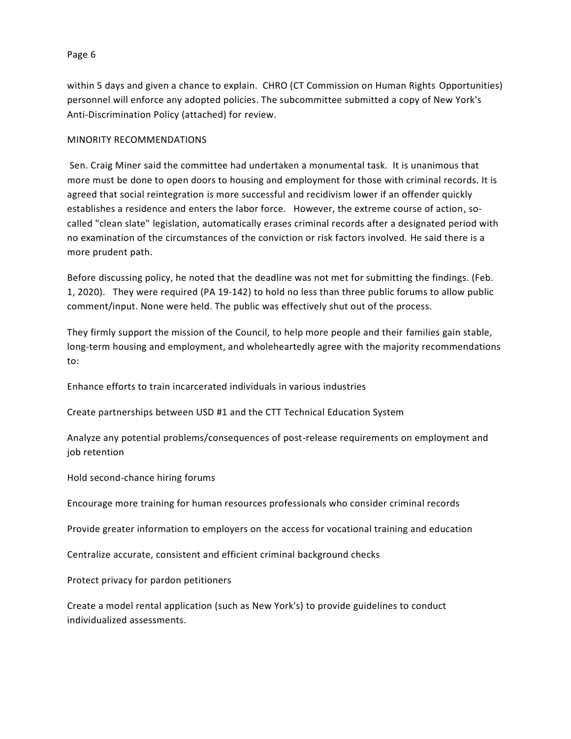within 5 days and given a chance to explain. CHRO (CT Commission on Human Rights Opportunities) personnel will enforce any adopted policies. The subcommittee submitted a copy of New York's Anti-Discrimination Policy (attached) for review.

## MINORITY RECOMMENDATIONS

Sen. Craig Miner said the committee had undertaken a monumental task. It is unanimous that more must be done to open doors to housing and employment for those with criminal records. It is agreed that social reintegration is more successful and recidivism lower if an offender quickly establishes a residence and enters the labor force. However, the extreme course of action, so-called "clean slate" legislation, automatically erases criminal records after a designated period with no examination of the circumstances of the conviction or risk factors involved. He said there is a more prudent path.

Before discussing policy, he noted that the deadline was not met for submitting the findings. (Feb. 1, 2020). They were required (PA 19-142) to hold no less than three public forums to allow public comment/input. None were held. The public was effectively shut out of the process.

They firmly support the mission of the Council, to help more people and their families gain stable, long-term housing and employment, and wholeheartedly agree with the majority recommendations to:

Enhance efforts to train incarcerated individuals in various industries

Create partnerships between USD #1 and the CTT Technical Education System

Analyze any potential problems/consequences of post-release requirements on employment and job retention

Hold second-chance hiring forums

Encourage more training for human resources professionals who consider criminal records

Provide greater information to employers on the access for vocational training and education

Centralize accurate, consistent and efficient criminal background checks

Protect privacy for pardon petitioners

Create a model rental application (such as New York's) to provide guidelines to conduct individualized assessments.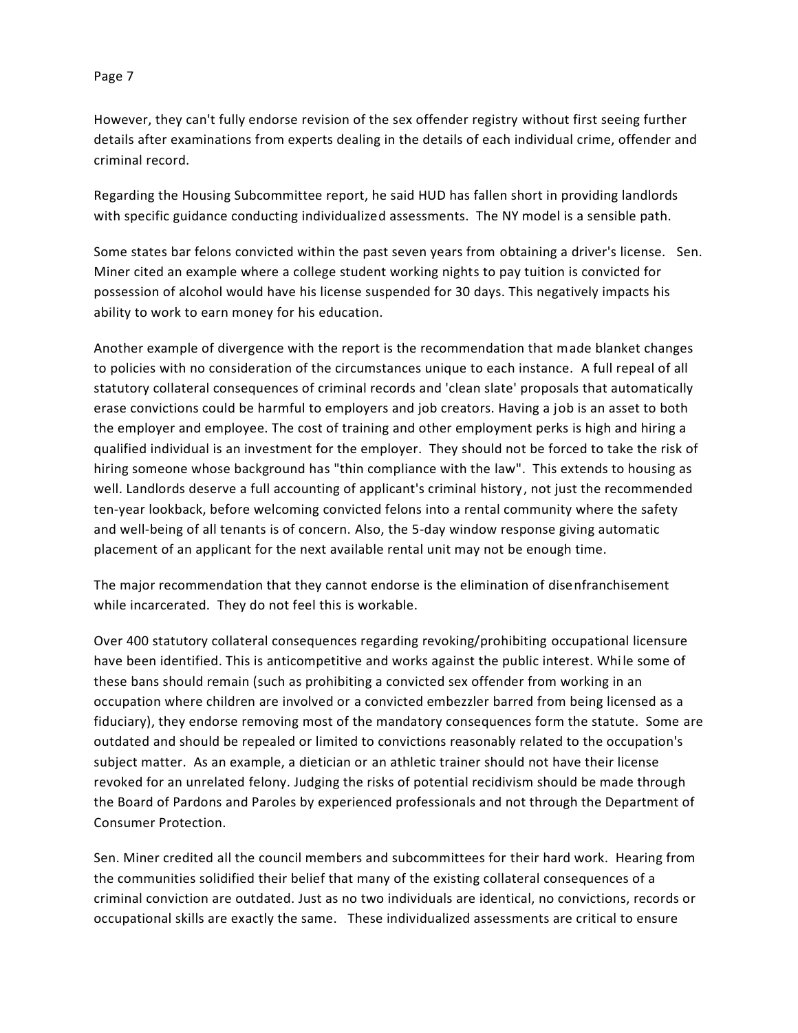However, they can't fully endorse revision of the sex offender registry without first seeing further details after examinations from experts dealing in the details of each individual crime, offender and criminal record.

Regarding the Housing Subcommittee report, he said HUD has fallen short in providing landlords with specific guidance conducting individualized assessments. The NY model is a sensible path.

Some states bar felons convicted within the past seven years from obtaining a driver's license. Sen. Miner cited an example where a college student working nights to pay tuition is convicted for possession of alcohol would have his license suspended for 30 days. This negatively impacts his ability to work to earn money for his education.

Another example of divergence with the report is the recommendation that made blanket changes to policies with no consideration of the circumstances unique to each instance. A full repeal of all statutory collateral consequences of criminal records and 'clean slate' proposals that automatically erase convictions could be harmful to employers and job creators. Having a job is an asset to both the employer and employee. The cost of training and other employment perks is high and hiring a qualified individual is an investment for the employer. They should not be forced to take the risk of hiring someone whose background has "thin compliance with the law". This extends to housing as well. Landlords deserve a full accounting of applicant's criminal history, not just the recommended ten-year lookback, before welcoming convicted felons into a rental community where the safety and well-being of all tenants is of concern. Also, the 5-day window response giving automatic placement of an applicant for the next available rental unit may not be enough time.

The major recommendation that they cannot endorse is the elimination of disenfranchisement while incarcerated. They do not feel this is workable.

Over 400 statutory collateral consequences regarding revoking/prohibiting occupational licensure have been identified. This is anticompetitive and works against the public interest. While some of these bans should remain (such as prohibiting a convicted sex offender from working in an occupation where children are involved or a convicted embezzler barred from being licensed as a fiduciary), they endorse removing most of the mandatory consequences form the statute. Some are outdated and should be repealed or limited to convictions reasonably related to the occupation's subject matter. As an example, a dietician or an athletic trainer should not have their license revoked for an unrelated felony. Judging the risks of potential recidivism should be made through the Board of Pardons and Paroles by experienced professionals and not through the Department of Consumer Protection.

Sen. Miner credited all the council members and subcommittees for their hard work. Hearing from the communities solidified their belief that many of the existing collateral consequences of a criminal conviction are outdated. Just as no two individuals are identical, no convictions, records or occupational skills are exactly the same. These individualized assessments are critical to ensure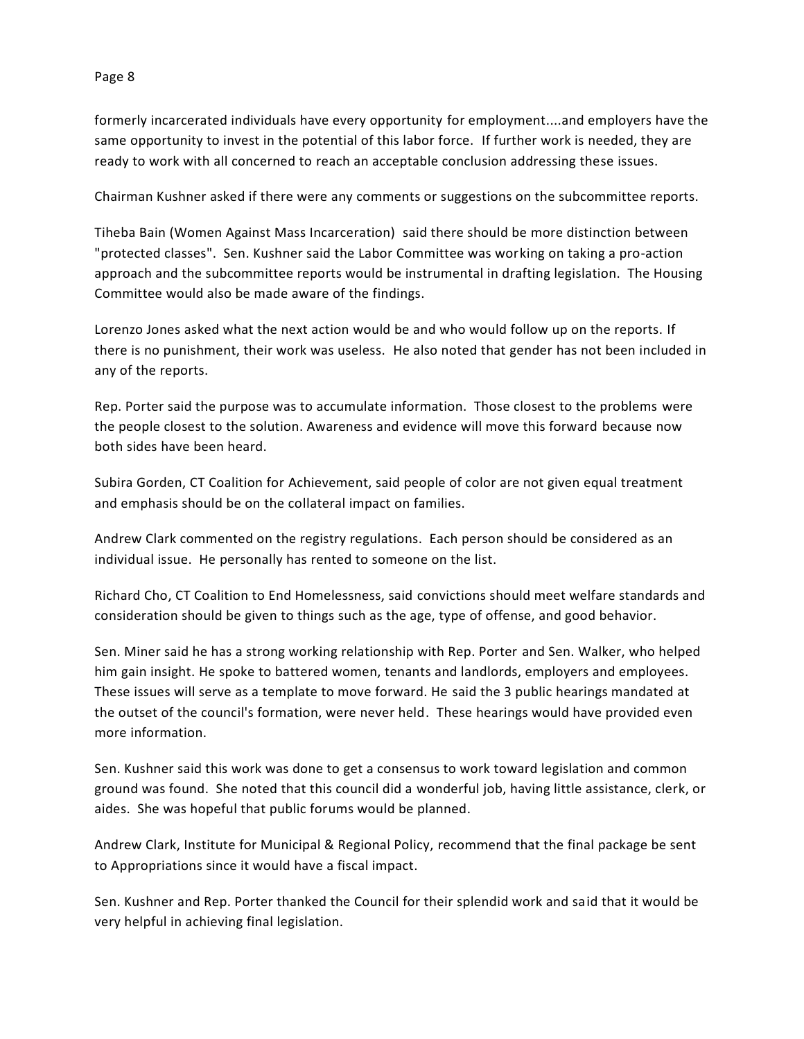formerly incarcerated individuals have every opportunity for employment....and employers have the same opportunity to invest in the potential of this labor force. If further work is needed, they are ready to work with all concerned to reach an acceptable conclusion addressing these issues.

Chairman Kushner asked if there were any comments or suggestions on the subcommittee reports.

Tiheba Bain (Women Against Mass Incarceration) said there should be more distinction between "protected classes". Sen. Kushner said the Labor Committee was working on taking a pro-action approach and the subcommittee reports would be instrumental in drafting legislation. The Housing Committee would also be made aware of the findings.

Lorenzo Jones asked what the next action would be and who would follow up on the reports. If there is no punishment, their work was useless. He also noted that gender has not been included in any of the reports.

Rep. Porter said the purpose was to accumulate information. Those closest to the problems were the people closest to the solution. Awareness and evidence will move this forward because now both sides have been heard.

Subira Gorden, CT Coalition for Achievement, said people of color are not given equal treatment and emphasis should be on the collateral impact on families.

Andrew Clark commented on the registry regulations. Each person should be considered as an individual issue. He personally has rented to someone on the list.

Richard Cho, CT Coalition to End Homelessness, said convictions should meet welfare standards and consideration should be given to things such as the age, type of offense, and good behavior.

Sen. Miner said he has a strong working relationship with Rep. Porter and Sen. Walker, who helped him gain insight. He spoke to battered women, tenants and landlords, employers and employees. These issues will serve as a template to move forward. He said the 3 public hearings mandated at the outset of the council's formation, were never held. These hearings would have provided even more information.

Sen. Kushner said this work was done to get a consensus to work toward legislation and common ground was found. She noted that this council did a wonderful job, having little assistance, clerk, or aides. She was hopeful that public forums would be planned.

Andrew Clark, Institute for Municipal & Regional Policy, recommend that the final package be sent to Appropriations since it would have a fiscal impact.

Sen. Kushner and Rep. Porter thanked the Council for their splendid work and said that it would be very helpful in achieving final legislation.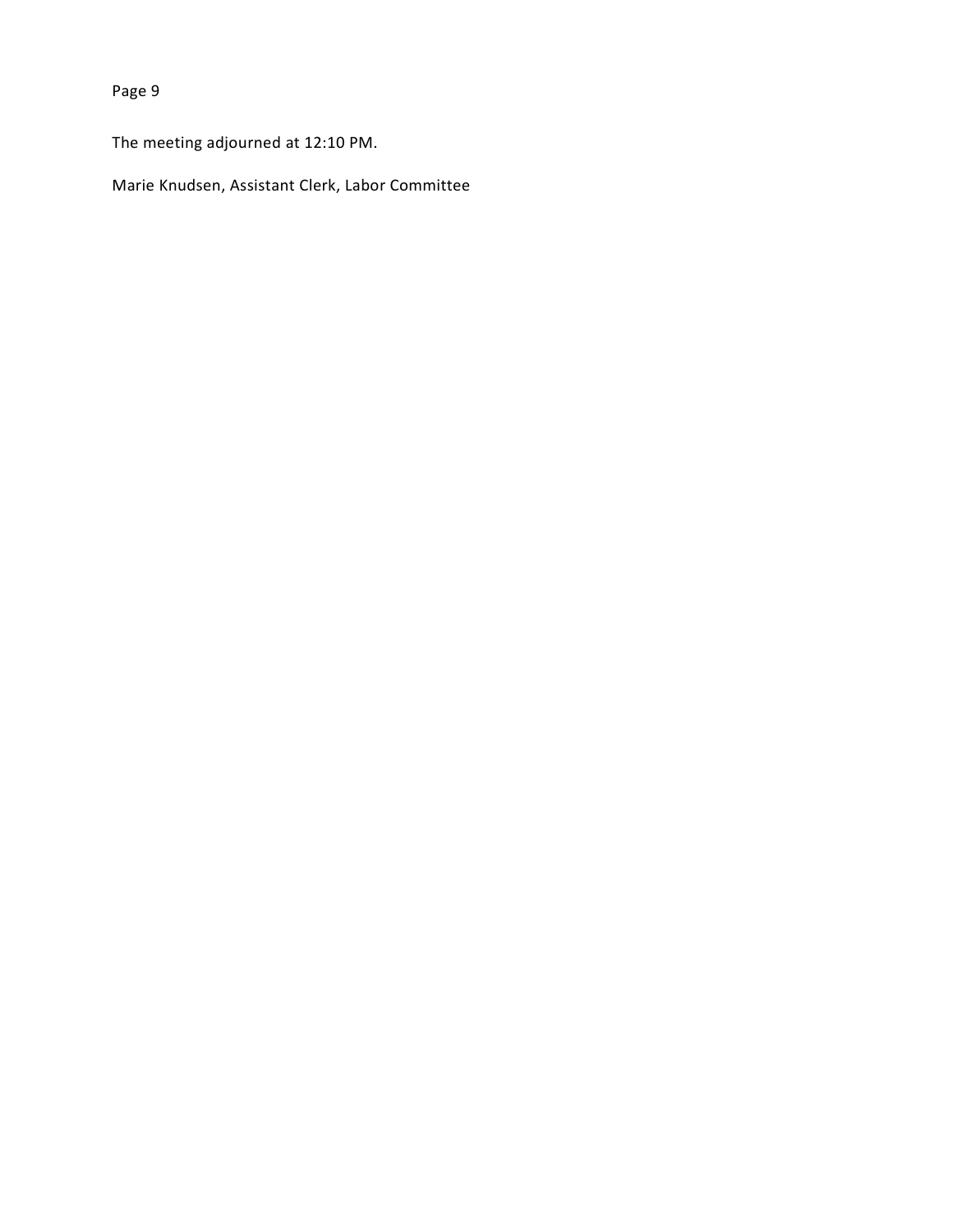The meeting adjourned at 12:10 PM.

Marie Knudsen, Assistant Clerk, Labor Committee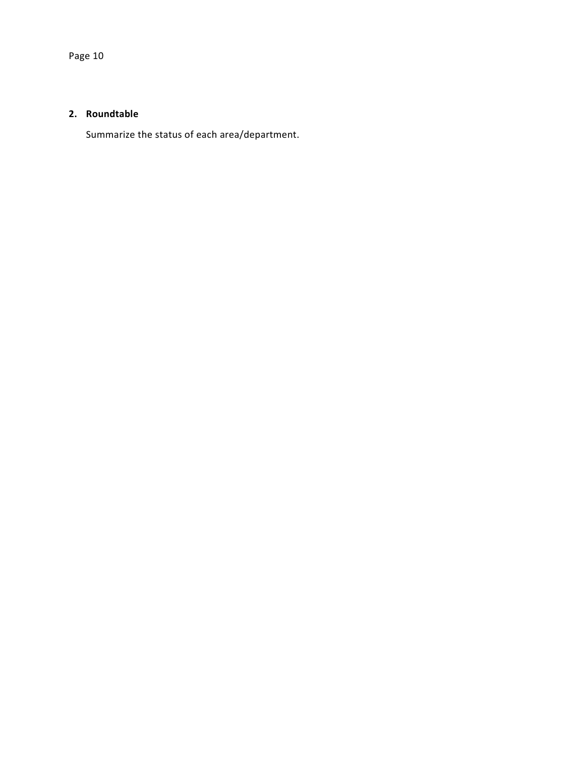**2. Roundtable**

Summarize the status of each area/department.